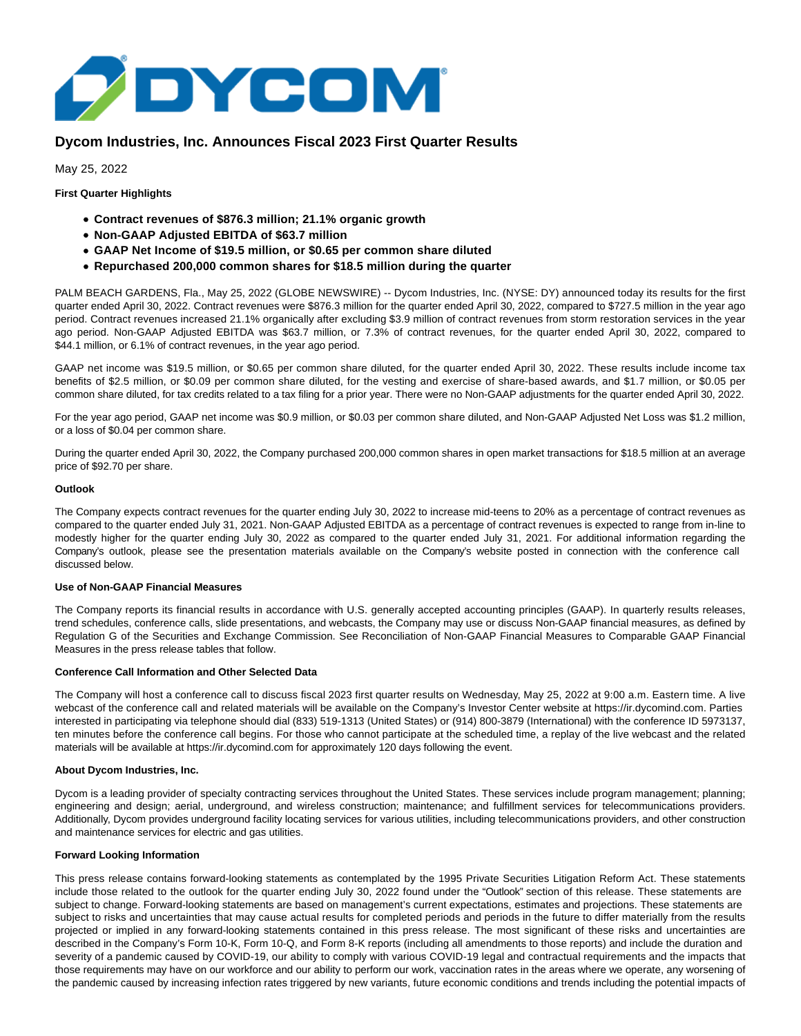# Dycom Industries, Inc. Announces Fiscal 2023 First Quarter Results

May 25, 2022

**First Quarter Highlights**

- **Contract revenues of $876.3 million; 21.1% organic growth**
- **Non-GAAP Adjusted EBITDA of $63.7 million**
- **GAAP Net Income of $19.5 million, or $0.65 per common share diluted**
- **Repurchased 200,000 common shares for $18.5 million during the quarter**

PALM BEACH GARDENS, Fla., May 25, 2022 (GLOBE NEWSWIRE) -- Dycom Industries, Inc. (NYSE: DY) announced today its results for the first quarter ended April 30, 2022. Contract revenues were $876.3 million for the quarter ended April 30, 2022, compared to $727.5 million in the year ago period. Contract revenues increased 21.1% organically after excluding $3.9 million of contract revenues from storm restoration services in the year ago period. Non-GAAP Adjusted EBITDA was $63.7 million, or 7.3% of contract revenues, for the quarter ended April 30, 2022, compared to $44.1 million, or 6.1% of contract revenues, in the year ago period.

GAAP net income was $19.5 million, or $0.65 per common share diluted, for the quarter ended April 30, 2022. These results include income tax benefits of $2.5 million, or $0.09 per common share diluted, for the vesting and exercise of share-based awards, and $1.7 million, or $0.05 per common share diluted, for tax credits related to a tax filing for a prior year. There were no Non-GAAP adjustments for the quarter ended April 30, 2022.

For the year ago period, GAAP net income was $0.9 million, or $0.03 per common share diluted, and Non-GAAP Adjusted Net Loss was $1.2 million, or a loss of $0.04 per common share.

During the quarter ended April 30, 2022, the Company purchased 200,000 common shares in open market transactions for $18.5 million at an average price of $92.70 per share.

**Outlook**

The Company expects contract revenues for the quarter ending July 30, 2022 to increase mid-teens to 20% as a percentage of contract revenues as compared to the quarter ended July 31, 2021. Non-GAAP Adjusted EBITDA as a percentage of contract revenues is expected to range from in-line to modestly higher for the quarter ending July 30, 2022 as compared to the quarter ended July 31, 2021. For additional information regarding the Company's outlook, please see the presentation materials available on the Company's website posted in connection with the conference call discussed below.

**Use of Non-GAAP Financial Measures**

The Company reports its financial results in accordance with U.S. generally accepted accounting principles (GAAP). In quarterly results releases, trend schedules, conference calls, slide presentations, and webcasts, the Company may use or discuss Non-GAAP financial measures, as defined by Regulation G of the Securities and Exchange Commission. See Reconciliation of Non-GAAP Financial Measures to Comparable GAAP Financial Measures in the press release tables that follow.

**Conference Call Information and Other Selected Data**

The Company will host a conference call to discuss fiscal 2023 first quarter results on Wednesday, May 25, 2022 at 9:00 a.m. Eastern time. A live webcast of the conference call and related materials will be available on the Company's Investor Center website at https://ir.dycomind.com. Parties interested in participating via telephone should dial (833) 519-1313 (United States) or (914) 800-3879 (International) with the conference ID 5973137, ten minutes before the conference call begins. For those who cannot participate at the scheduled time, a replay of the live webcast and the related materials will be available at https://ir.dycomind.com for approximately 120 days following the event.

**About Dycom Industries, Inc.**

Dycom is a leading provider of specialty contracting services throughout the United States. These services include program management; planning; engineering and design; aerial, underground, and wireless construction; maintenance; and fulfillment services for telecommunications providers. Additionally, Dycom provides underground facility locating services for various utilities, including telecommunications providers, and other construction and maintenance services for electric and gas utilities.

**Forward Looking Information**

This press release contains forward-looking statements as contemplated by the 1995 Private Securities Litigation Reform Act. These statements include those related to the outlook for the quarter ending July 30, 2022 found under the "Outlook" section of this release. These statements are subject to change. Forward-looking statements are based on management's current expectations, estimates and projections. These statements are subject to risks and uncertainties that may cause actual results for completed periods and periods in the future to differ materially from the results projected or implied in any forward-looking statements contained in this press release. The most significant of these risks and uncertainties are described in the Company's Form 10-K, Form 10-Q, and Form 8-K reports (including all amendments to those reports) and include the duration and severity of a pandemic caused by COVID-19, our ability to comply with various COVID-19 legal and contractual requirements and the impacts that those requirements may have on our workforce and our ability to perform our work, vaccination rates in the areas where we operate, any worsening of the pandemic caused by increasing infection rates triggered by new variants, future economic conditions and trends including the potential impacts of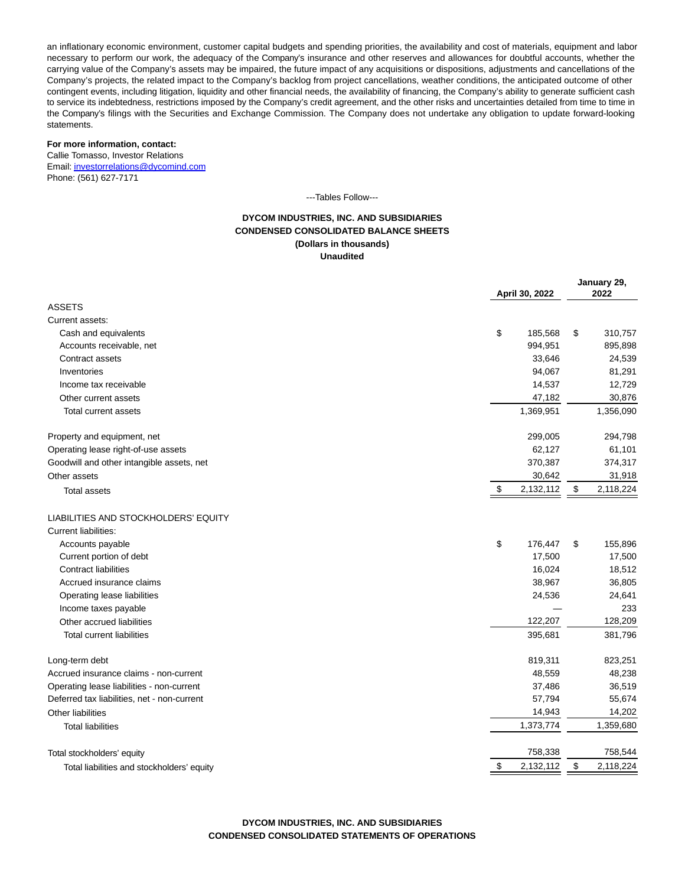an inflationary economic environment, customer capital budgets and spending priorities, the availability and cost of materials, equipment and labor necessary to perform our work, the adequacy of the Company's insurance and other reserves and allowances for doubtful accounts, whether the carrying value of the Company's assets may be impaired, the future impact of any acquisitions or dispositions, adjustments and cancellations of the Company's projects, the related impact to the Company's backlog from project cancellations, weather conditions, the anticipated outcome of other contingent events, including litigation, liquidity and other financial needs, the availability of financing, the Company's ability to generate sufficient cash to service its indebtedness, restrictions imposed by the Company's credit agreement, and the other risks and uncertainties detailed from time to time in the Company's filings with the Securities and Exchange Commission. The Company does not undertake any obligation to update forward-looking statements.

**For more information, contact:**
Callie Tomasso, Investor Relations
Email: investorrelations@dycomind.com
Phone: (561) 627-7171

---Tables Follow---

**DYCOM INDUSTRIES, INC. AND SUBSIDIARIES**
**CONDENSED CONSOLIDATED BALANCE SHEETS**
**(Dollars in thousands)**
**Unaudited**

| | April 30, 2022 | January 29, 2022 |
|---|---|---|
| ASSETS | | |
| Current assets: | | |
| Cash and equivalents | $ 185,568 | $ 310,757 |
| Accounts receivable, net | 994,951 | 895,898 |
| Contract assets | 33,646 | 24,539 |
| Inventories | 94,067 | 81,291 |
| Income tax receivable | 14,537 | 12,729 |
| Other current assets | 47,182 | 30,876 |
| Total current assets | 1,369,951 | 1,356,090 |
| Property and equipment, net | 299,005 | 294,798 |
| Operating lease right-of-use assets | 62,127 | 61,101 |
| Goodwill and other intangible assets, net | 370,387 | 374,317 |
| Other assets | 30,642 | 31,918 |
| Total assets | $ 2,132,112 | $ 2,118,224 |
| LIABILITIES AND STOCKHOLDERS' EQUITY | | |
| Current liabilities: | | |
| Accounts payable | $ 176,447 | $ 155,896 |
| Current portion of debt | 17,500 | 17,500 |
| Contract liabilities | 16,024 | 18,512 |
| Accrued insurance claims | 38,967 | 36,805 |
| Operating lease liabilities | 24,536 | 24,641 |
| Income taxes payable | — | 233 |
| Other accrued liabilities | 122,207 | 128,209 |
| Total current liabilities | 395,681 | 381,796 |
| Long-term debt | 819,311 | 823,251 |
| Accrued insurance claims - non-current | 48,559 | 48,238 |
| Operating lease liabilities - non-current | 37,486 | 36,519 |
| Deferred tax liabilities, net - non-current | 57,794 | 55,674 |
| Other liabilities | 14,943 | 14,202 |
| Total liabilities | 1,373,774 | 1,359,680 |
| Total stockholders' equity | 758,338 | 758,544 |
| Total liabilities and stockholders' equity | $ 2,132,112 | $ 2,118,224 |

**DYCOM INDUSTRIES, INC. AND SUBSIDIARIES**
**CONDENSED CONSOLIDATED STATEMENTS OF OPERATIONS**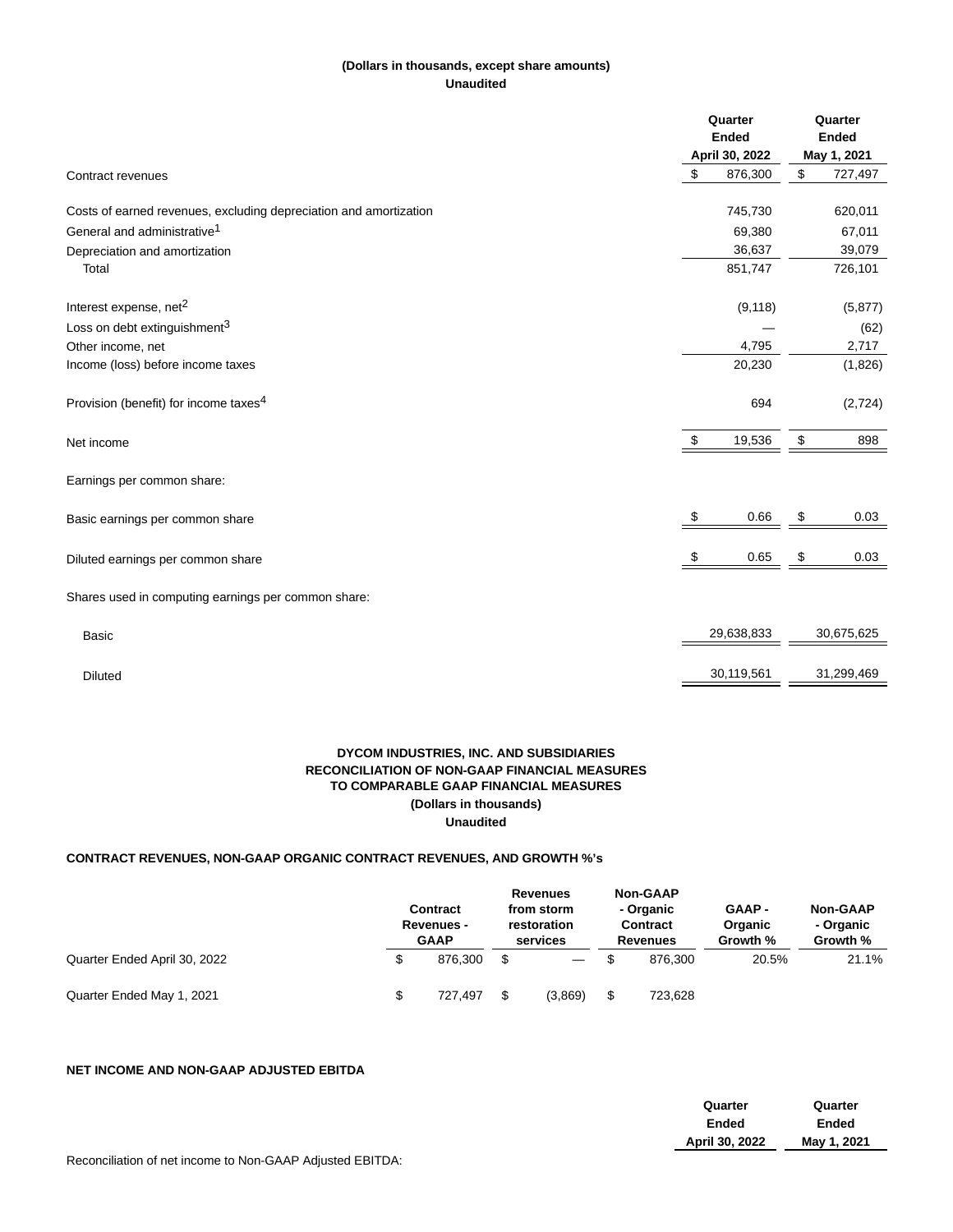**(Dollars in thousands, except share amounts)**
**Unaudited**

| | Quarter Ended April 30, 2022 | Quarter Ended May 1, 2021 |
|---|---|---|
| Contract revenues | $ 876,300 | $ 727,497 |
| Costs of earned revenues, excluding depreciation and amortization | 745,730 | 620,011 |
| General and administrative[1] | 69,380 | 67,011 |
| Depreciation and amortization | 36,637 | 39,079 |
| Total | 851,747 | 726,101 |
| Interest expense, net[2] | (9,118) | (5,877) |
| Loss on debt extinguishment[3] | — | (62) |
| Other income, net | 4,795 | 2,717 |
| Income (loss) before income taxes | 20,230 | (1,826) |
| Provision (benefit) for income taxes[4] | 694 | (2,724) |
| Net income | $ 19,536 | $ 898 |
| Earnings per common share: | | |
| Basic earnings per common share | $ 0.66 | $ 0.03 |
| Diluted earnings per common share | $ 0.65 | $ 0.03 |
| Shares used in computing earnings per common share: | | |
| Basic | 29,638,833 | 30,675,625 |
| Diluted | 30,119,561 | 31,299,469 |

**DYCOM INDUSTRIES, INC. AND SUBSIDIARIES**
**RECONCILIATION OF NON-GAAP FINANCIAL MEASURES**
**TO COMPARABLE GAAP FINANCIAL MEASURES**
**(Dollars in thousands)**
**Unaudited**

**CONTRACT REVENUES, NON-GAAP ORGANIC CONTRACT REVENUES, AND GROWTH %'s**

| | Contract Revenues - GAAP | Revenues from storm restoration services | Non-GAAP - Organic Contract Revenues | GAAP - Organic Growth % | Non-GAAP - Organic Growth % |
|---|---|---|---|---|---|
| Quarter Ended April 30, 2022 | $ 876,300 | $ — | $ 876,300 | 20.5% | 21.1% |
| Quarter Ended May 1, 2021 | $ 727,497 | $ (3,869) | $ 723,628 | | |

**NET INCOME AND NON-GAAP ADJUSTED EBITDA**

| | Quarter Ended April 30, 2022 | Quarter Ended May 1, 2021 |
|---|---|---|
| Reconciliation of net income to Non-GAAP Adjusted EBITDA: | | |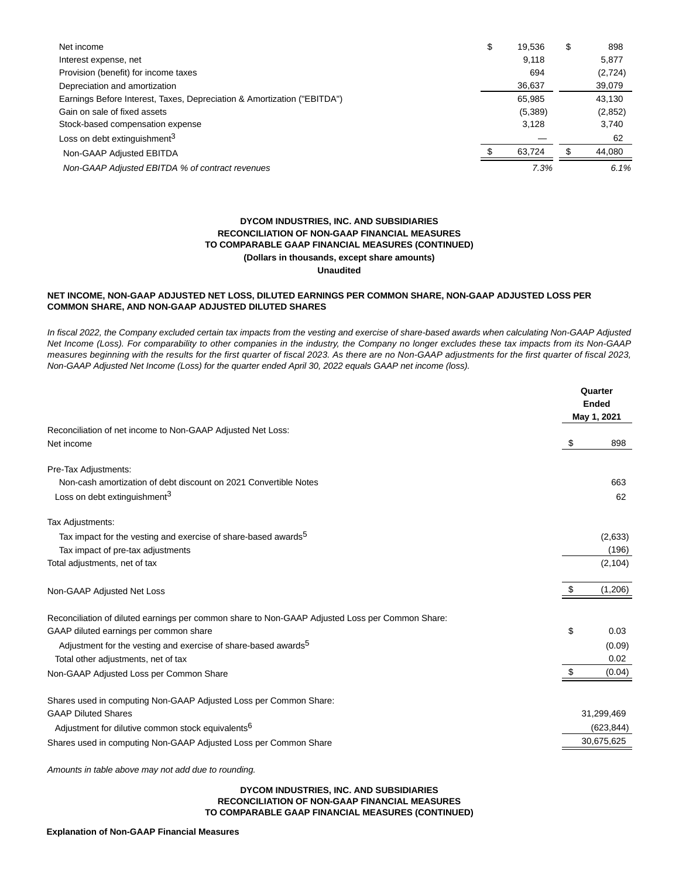| | | |
|---|---|---|
| Net income | $ 19,536 | $ 898 |
| Interest expense, net | 9,118 | 5,877 |
| Provision (benefit) for income taxes | 694 | (2,724) |
| Depreciation and amortization | 36,637 | 39,079 |
| Earnings Before Interest, Taxes, Depreciation & Amortization ("EBITDA") | 65,985 | 43,130 |
| Gain on sale of fixed assets | (5,389) | (2,852) |
| Stock-based compensation expense | 3,128 | 3,740 |
| Loss on debt extinguishment[3] | — | 62 |
| Non-GAAP Adjusted EBITDA | $ 63,724 | $ 44,080 |
| *Non-GAAP Adjusted EBITDA % of contract revenues* | *7.3%* | *6.1%* |

**DYCOM INDUSTRIES, INC. AND SUBSIDIARIES**
**RECONCILIATION OF NON-GAAP FINANCIAL MEASURES**
**TO COMPARABLE GAAP FINANCIAL MEASURES (CONTINUED)**
**(Dollars in thousands, except share amounts)**
**Unaudited**

**NET INCOME, NON-GAAP ADJUSTED NET LOSS, DILUTED EARNINGS PER COMMON SHARE, NON-GAAP ADJUSTED LOSS PER COMMON SHARE, AND NON-GAAP ADJUSTED DILUTED SHARES**

*In fiscal 2022, the Company excluded certain tax impacts from the vesting and exercise of share-based awards when calculating Non-GAAP Adjusted Net Income (Loss). For comparability to other companies in the industry, the Company no longer excludes these tax impacts from its Non-GAAP measures beginning with the results for the first quarter of fiscal 2023. As there are no Non-GAAP adjustments for the first quarter of fiscal 2023, Non-GAAP Adjusted Net Income (Loss) for the quarter ended April 30, 2022 equals GAAP net income (loss).*

| | Quarter Ended May 1, 2021 |
|---|---|
| Reconciliation of net income to Non-GAAP Adjusted Net Loss: | |
| Net income | $ 898 |
| Pre-Tax Adjustments: | |
| Non-cash amortization of debt discount on 2021 Convertible Notes | 663 |
| Loss on debt extinguishment[3] | 62 |
| Tax Adjustments: | |
| Tax impact for the vesting and exercise of share-based awards[5] | (2,633) |
| Tax impact of pre-tax adjustments | (196) |
| Total adjustments, net of tax | (2,104) |
| Non-GAAP Adjusted Net Loss | $ (1,206) |
| Reconciliation of diluted earnings per common share to Non-GAAP Adjusted Loss per Common Share: | |
| GAAP diluted earnings per common share | $ 0.03 |
| Adjustment for the vesting and exercise of share-based awards[5] | (0.09) |
| Total other adjustments, net of tax | 0.02 |
| Non-GAAP Adjusted Loss per Common Share | $ (0.04) |
| Shares used in computing Non-GAAP Adjusted Loss per Common Share: | |
| GAAP Diluted Shares | 31,299,469 |
| Adjustment for dilutive common stock equivalents[6] | (623,844) |
| Shares used in computing Non-GAAP Adjusted Loss per Common Share | 30,675,625 |

*Amounts in table above may not add due to rounding.*

**DYCOM INDUSTRIES, INC. AND SUBSIDIARIES**
**RECONCILIATION OF NON-GAAP FINANCIAL MEASURES**
**TO COMPARABLE GAAP FINANCIAL MEASURES (CONTINUED)**

**Explanation of Non-GAAP Financial Measures**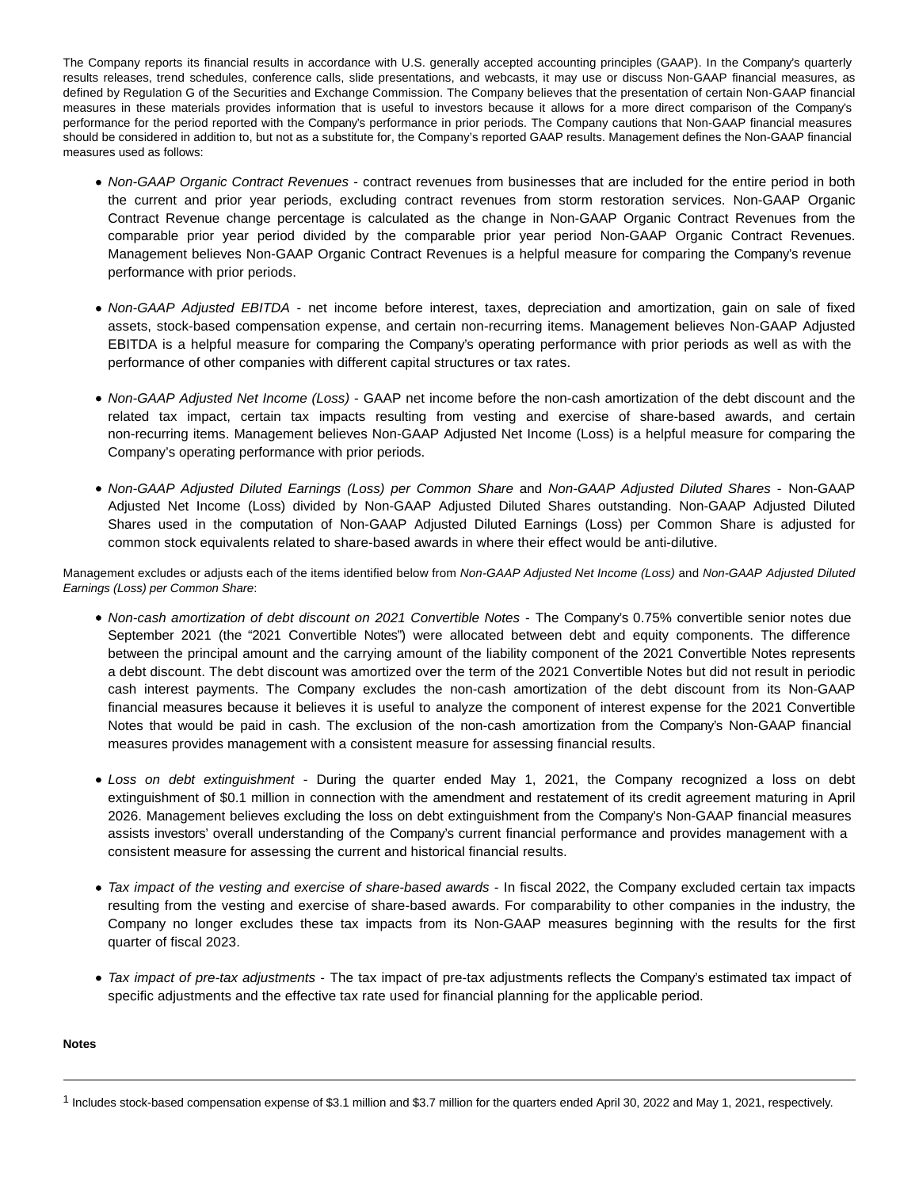The Company reports its financial results in accordance with U.S. generally accepted accounting principles (GAAP). In the Company's quarterly results releases, trend schedules, conference calls, slide presentations, and webcasts, it may use or discuss Non-GAAP financial measures, as defined by Regulation G of the Securities and Exchange Commission. The Company believes that the presentation of certain Non-GAAP financial measures in these materials provides information that is useful to investors because it allows for a more direct comparison of the Company's performance for the period reported with the Company's performance in prior periods. The Company cautions that Non-GAAP financial measures should be considered in addition to, but not as a substitute for, the Company's reported GAAP results. Management defines the Non-GAAP financial measures used as follows:

- *Non-GAAP Organic Contract Revenues* - contract revenues from businesses that are included for the entire period in both the current and prior year periods, excluding contract revenues from storm restoration services. Non-GAAP Organic Contract Revenue change percentage is calculated as the change in Non-GAAP Organic Contract Revenues from the comparable prior year period divided by the comparable prior year period Non-GAAP Organic Contract Revenues. Management believes Non-GAAP Organic Contract Revenues is a helpful measure for comparing the Company's revenue performance with prior periods.

- *Non-GAAP Adjusted EBITDA* - net income before interest, taxes, depreciation and amortization, gain on sale of fixed assets, stock-based compensation expense, and certain non-recurring items. Management believes Non-GAAP Adjusted EBITDA is a helpful measure for comparing the Company's operating performance with prior periods as well as with the performance of other companies with different capital structures or tax rates.

- *Non-GAAP Adjusted Net Income (Loss)* - GAAP net income before the non-cash amortization of the debt discount and the related tax impact, certain tax impacts resulting from vesting and exercise of share-based awards, and certain non-recurring items. Management believes Non-GAAP Adjusted Net Income (Loss) is a helpful measure for comparing the Company's operating performance with prior periods.

- *Non-GAAP Adjusted Diluted Earnings (Loss) per Common Share* and *Non-GAAP Adjusted Diluted Shares* - Non-GAAP Adjusted Net Income (Loss) divided by Non-GAAP Adjusted Diluted Shares outstanding. Non-GAAP Adjusted Diluted Shares used in the computation of Non-GAAP Adjusted Diluted Earnings (Loss) per Common Share is adjusted for common stock equivalents related to share-based awards in where their effect would be anti-dilutive.

Management excludes or adjusts each of the items identified below from *Non-GAAP Adjusted Net Income (Loss)* and *Non-GAAP Adjusted Diluted Earnings (Loss) per Common Share*:

- *Non-cash amortization of debt discount on 2021 Convertible Notes* - The Company's 0.75% convertible senior notes due September 2021 (the "2021 Convertible Notes") were allocated between debt and equity components. The difference between the principal amount and the carrying amount of the liability component of the 2021 Convertible Notes represents a debt discount. The debt discount was amortized over the term of the 2021 Convertible Notes but did not result in periodic cash interest payments. The Company excludes the non-cash amortization of the debt discount from its Non-GAAP financial measures because it believes it is useful to analyze the component of interest expense for the 2021 Convertible Notes that would be paid in cash. The exclusion of the non-cash amortization from the Company's Non-GAAP financial measures provides management with a consistent measure for assessing financial results.

- *Loss on debt extinguishment* - During the quarter ended May 1, 2021, the Company recognized a loss on debt extinguishment of $0.1 million in connection with the amendment and restatement of its credit agreement maturing in April 2026. Management believes excluding the loss on debt extinguishment from the Company's Non-GAAP financial measures assists investors' overall understanding of the Company's current financial performance and provides management with a consistent measure for assessing the current and historical financial results.

- *Tax impact of the vesting and exercise of share-based awards* - In fiscal 2022, the Company excluded certain tax impacts resulting from the vesting and exercise of share-based awards. For comparability to other companies in the industry, the Company no longer excludes these tax impacts from its Non-GAAP measures beginning with the results for the first quarter of fiscal 2023.

- *Tax impact of pre-tax adjustments* - The tax impact of pre-tax adjustments reflects the Company's estimated tax impact of specific adjustments and the effective tax rate used for financial planning for the applicable period.

**Notes**

---

[1] Includes stock-based compensation expense of $3.1 million and $3.7 million for the quarters ended April 30, 2022 and May 1, 2021, respectively.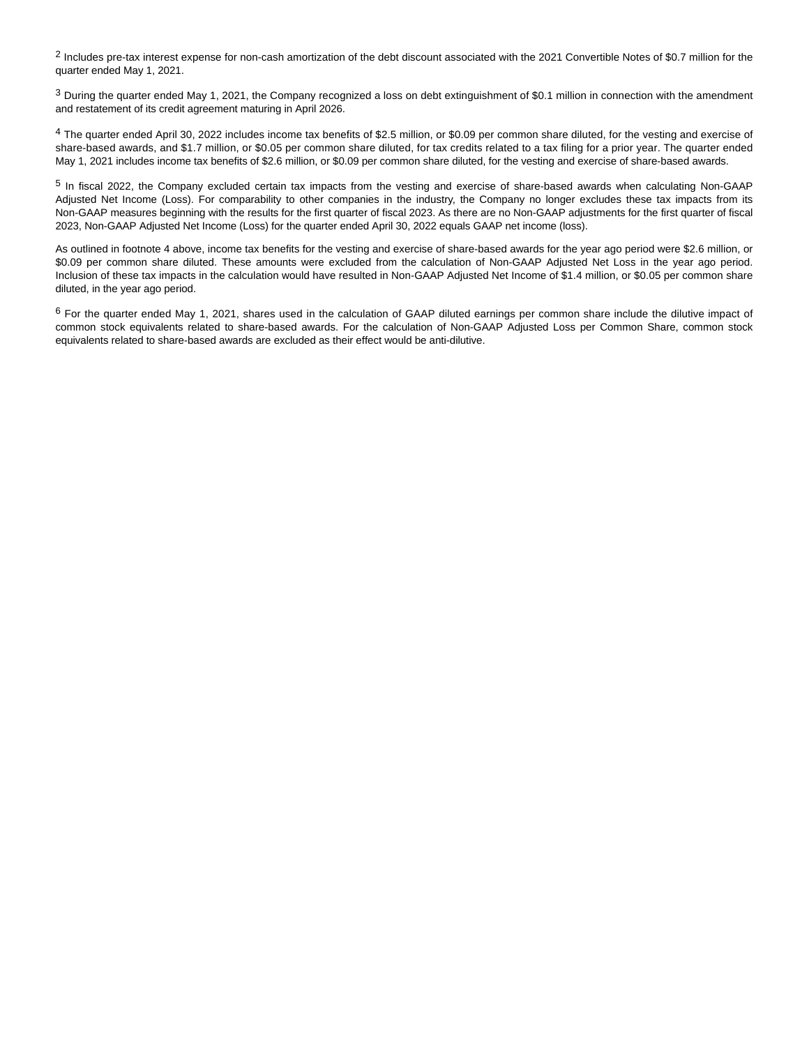[2] Includes pre-tax interest expense for non-cash amortization of the debt discount associated with the 2021 Convertible Notes of $0.7 million for the quarter ended May 1, 2021.

[3] During the quarter ended May 1, 2021, the Company recognized a loss on debt extinguishment of $0.1 million in connection with the amendment and restatement of its credit agreement maturing in April 2026.

[4] The quarter ended April 30, 2022 includes income tax benefits of $2.5 million, or $0.09 per common share diluted, for the vesting and exercise of share-based awards, and $1.7 million, or $0.05 per common share diluted, for tax credits related to a tax filing for a prior year. The quarter ended May 1, 2021 includes income tax benefits of $2.6 million, or $0.09 per common share diluted, for the vesting and exercise of share-based awards.

[5] In fiscal 2022, the Company excluded certain tax impacts from the vesting and exercise of share-based awards when calculating Non-GAAP Adjusted Net Income (Loss). For comparability to other companies in the industry, the Company no longer excludes these tax impacts from its Non-GAAP measures beginning with the results for the first quarter of fiscal 2023. As there are no Non-GAAP adjustments for the first quarter of fiscal 2023, Non-GAAP Adjusted Net Income (Loss) for the quarter ended April 30, 2022 equals GAAP net income (loss).

As outlined in footnote 4 above, income tax benefits for the vesting and exercise of share-based awards for the year ago period were $2.6 million, or $0.09 per common share diluted. These amounts were excluded from the calculation of Non-GAAP Adjusted Net Loss in the year ago period. Inclusion of these tax impacts in the calculation would have resulted in Non-GAAP Adjusted Net Income of $1.4 million, or $0.05 per common share diluted, in the year ago period.

[6] For the quarter ended May 1, 2021, shares used in the calculation of GAAP diluted earnings per common share include the dilutive impact of common stock equivalents related to share-based awards. For the calculation of Non-GAAP Adjusted Loss per Common Share, common stock equivalents related to share-based awards are excluded as their effect would be anti-dilutive.